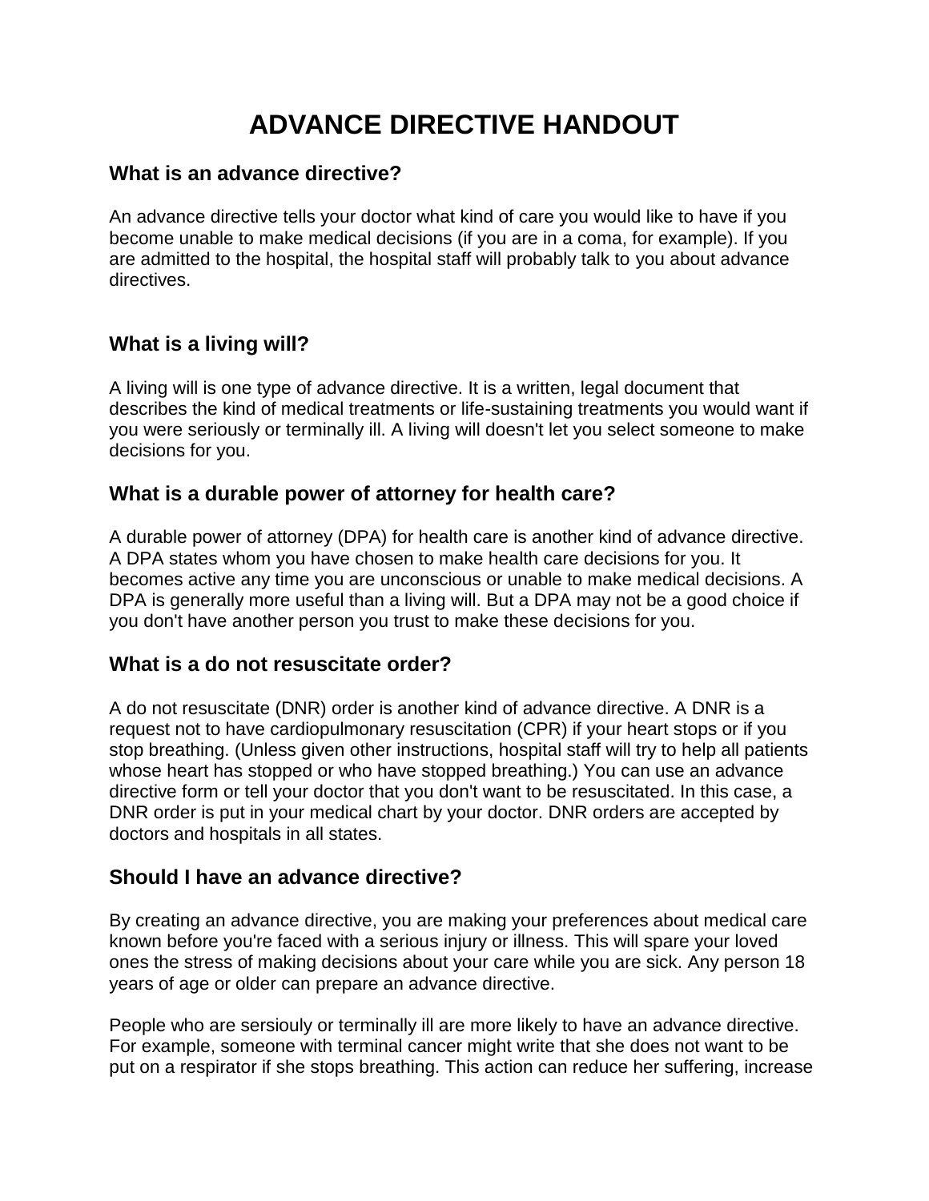# ADVANCE DIRECTIVE HANDOUT

## What is an advance directive?

An advance directive tells your doctor what kind of care you would like to have if you become unable to make medical decisions (if you are in a coma, for example). If you are admitted to the hospital, the hospital staff will probably talk to you about advance directives.

## What is a living will?

A living will is one type of advance directive. It is a written, legal document that describes the kind of medical treatments or life-sustaining treatments you would want if you were seriously or terminally ill. A living will doesn't let you select someone to make decisions for you.

## What is a durable power of attorney for health care?

A durable power of attorney (DPA) for health care is another kind of advance directive. A DPA states whom you have chosen to make health care decisions for you. It becomes active any time you are unconscious or unable to make medical decisions. A DPA is generally more useful than a living will. But a DPA may not be a good choice if you don't have another person you trust to make these decisions for you.

## What is a do not resuscitate order?

A do not resuscitate (DNR) order is another kind of advance directive. A DNR is a request not to have cardiopulmonary resuscitation (CPR) if your heart stops or if you stop breathing. (Unless given other instructions, hospital staff will try to help all patients whose heart has stopped or who have stopped breathing.) You can use an advance directive form or tell your doctor that you don't want to be resuscitated. In this case, a DNR order is put in your medical chart by your doctor. DNR orders are accepted by doctors and hospitals in all states.

## Should I have an advance directive?

By creating an advance directive, you are making your preferences about medical care known before you're faced with a serious injury or illness. This will spare your loved ones the stress of making decisions about your care while you are sick. Any person 18 years of age or older can prepare an advance directive.

People who are sersiouly or terminally ill are more likely to have an advance directive. For example, someone with terminal cancer might write that she does not want to be put on a respirator if she stops breathing. This action can reduce her suffering, increase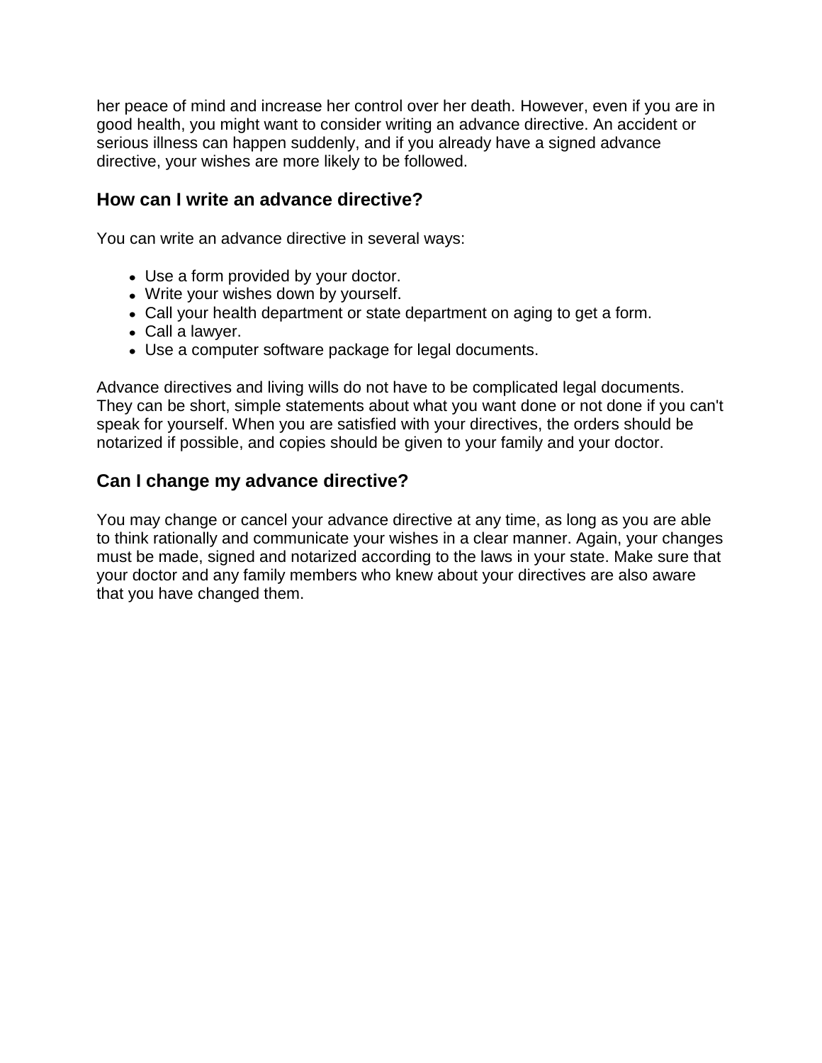her peace of mind and increase her control over her death. However, even if you are in good health, you might want to consider writing an advance directive. An accident or serious illness can happen suddenly, and if you already have a signed advance directive, your wishes are more likely to be followed.

## How can I write an advance directive?

You can write an advance directive in several ways:

- Use a form provided by your doctor.
- Write your wishes down by yourself.
- Call your health department or state department on aging to get a form.
- Call a lawyer.
- Use a computer software package for legal documents.

Advance directives and living wills do not have to be complicated legal documents. They can be short, simple statements about what you want done or not done if you can't speak for yourself. When you are satisfied with your directives, the orders should be notarized if possible, and copies should be given to your family and your doctor.

## Can I change my advance directive?

You may change or cancel your advance directive at any time, as long as you are able to think rationally and communicate your wishes in a clear manner. Again, your changes must be made, signed and notarized according to the laws in your state. Make sure that your doctor and any family members who knew about your directives are also aware that you have changed them.